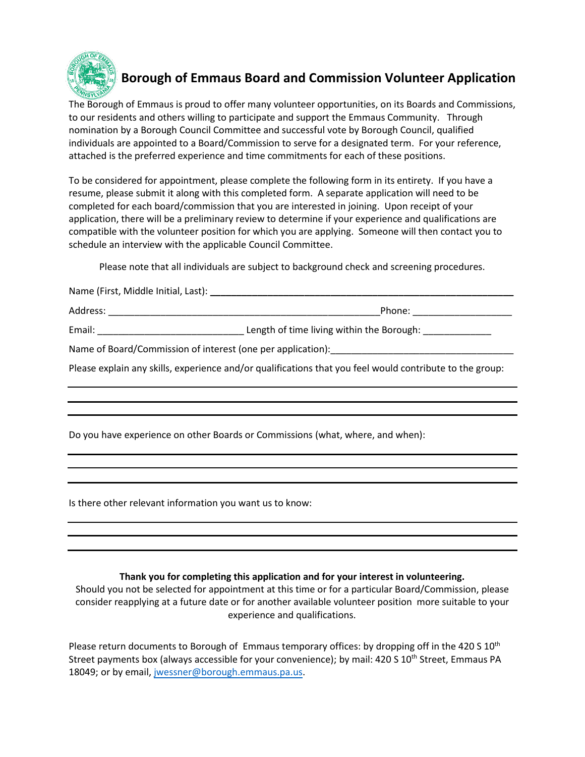# Borough of Emmaus Board and Commission Volunteer Application

The Borough of Emmaus is proud to offer many volunteer opportunities, on its Boards and Commissions, to our residents and others willing to participate and support the Emmaus Community. Through nomination by a Borough Council Committee and successful vote by Borough Council, qualified individuals are appointed to a Board/Commission to serve for a designated term. For your reference, attached is the preferred experience and time commitments for each of these positions.

To be considered for appointment, please complete the following form in its entirety. If you have a resume, please submit it along with this completed form. A separate application will need to be completed for each board/commission that you are interested in joining. Upon receipt of your application, there will be a preliminary review to determine if your experience and qualifications are compatible with the volunteer position for which you are applying. Someone will then contact you to schedule an interview with the applicable Council Committee.

Please note that all individuals are subject to background check and screening procedures.

Name (First, Middle Initial, Last): ______________________________________________

Address: ______________________________________________ Phone: __________________

Email: ____________________________ Length of time living within the Borough: _____________

Name of Board/Commission of interest (one per application): ________________________________

Please explain any skills, experience and/or qualifications that you feel would contribute to the group:

_____________________________________________________________________________

_____________________________________________________________________________

_____________________________________________________________________________

Do you have experience on other Boards or Commissions (what, where, and when):

_____________________________________________________________________________

_____________________________________________________________________________

_____________________________________________________________________________

Is there other relevant information you want us to know:

_____________________________________________________________________________

_____________________________________________________________________________

_____________________________________________________________________________

**Thank you for completing this application and for your interest in volunteering.**

Should you not be selected for appointment at this time or for a particular Board/Commission, please consider reapplying at a future date or for another available volunteer position more suitable to your experience and qualifications.

Please return documents to Borough of Emmaus temporary offices: by dropping off in the 420 S 10th Street payments box (always accessible for your convenience); by mail: 420 S 10th Street, Emmaus PA 18049; or by email, jwessner@borough.emmaus.pa.us.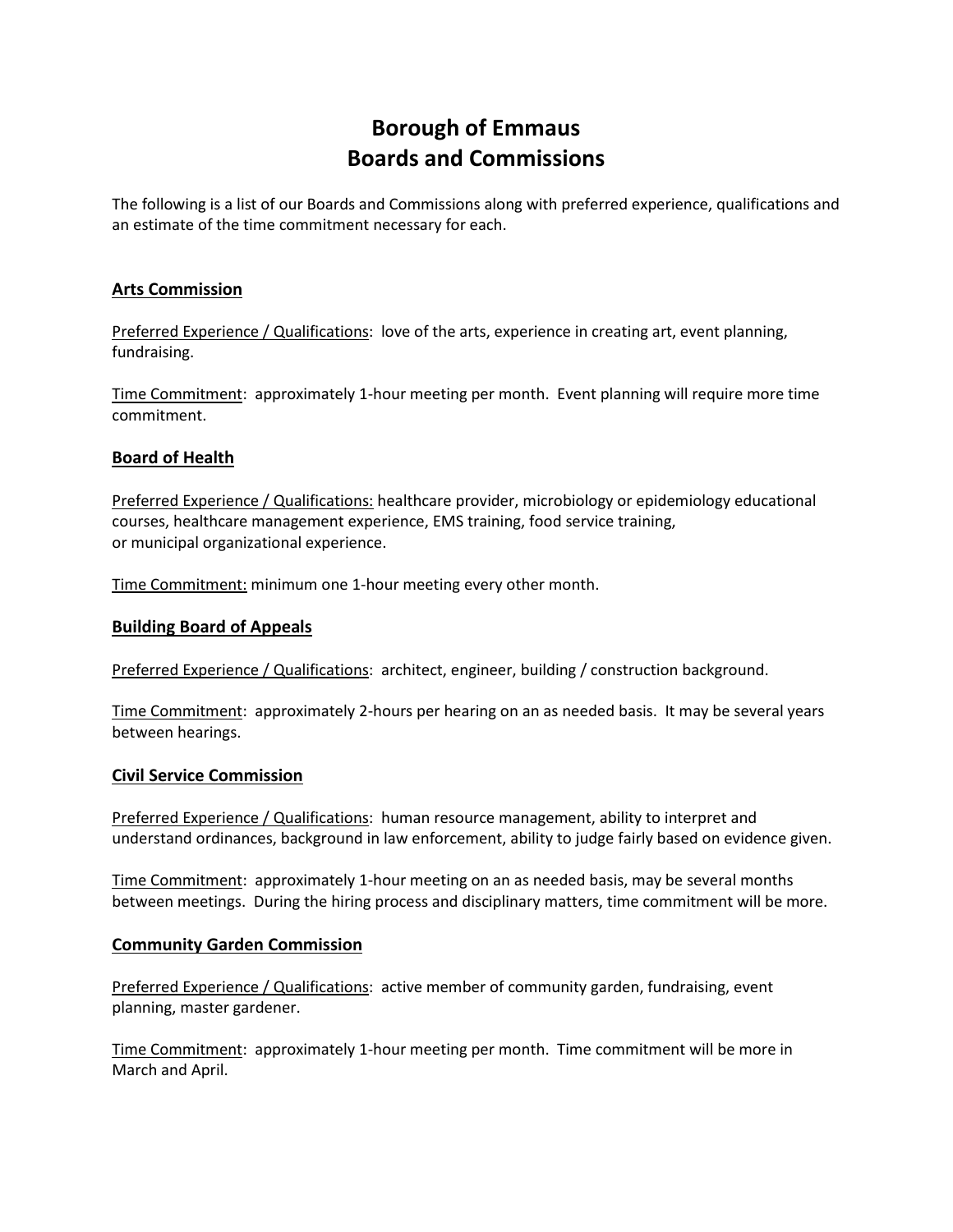# Borough of Emmaus
# Boards and Commissions

The following is a list of our Boards and Commissions along with preferred experience, qualifications and an estimate of the time commitment necessary for each.

## Arts Commission

Preferred Experience / Qualifications: love of the arts, experience in creating art, event planning, fundraising.

Time Commitment: approximately 1-hour meeting per month. Event planning will require more time commitment.

## Board of Health

Preferred Experience / Qualifications: healthcare provider, microbiology or epidemiology educational courses, healthcare management experience, EMS training, food service training, or municipal organizational experience.

Time Commitment: minimum one 1-hour meeting every other month.

## Building Board of Appeals

Preferred Experience / Qualifications: architect, engineer, building / construction background.

Time Commitment: approximately 2-hours per hearing on an as needed basis. It may be several years between hearings.

## Civil Service Commission

Preferred Experience / Qualifications: human resource management, ability to interpret and understand ordinances, background in law enforcement, ability to judge fairly based on evidence given.

Time Commitment: approximately 1-hour meeting on an as needed basis, may be several months between meetings. During the hiring process and disciplinary matters, time commitment will be more.

## Community Garden Commission

Preferred Experience / Qualifications: active member of community garden, fundraising, event planning, master gardener.

Time Commitment: approximately 1-hour meeting per month. Time commitment will be more in March and April.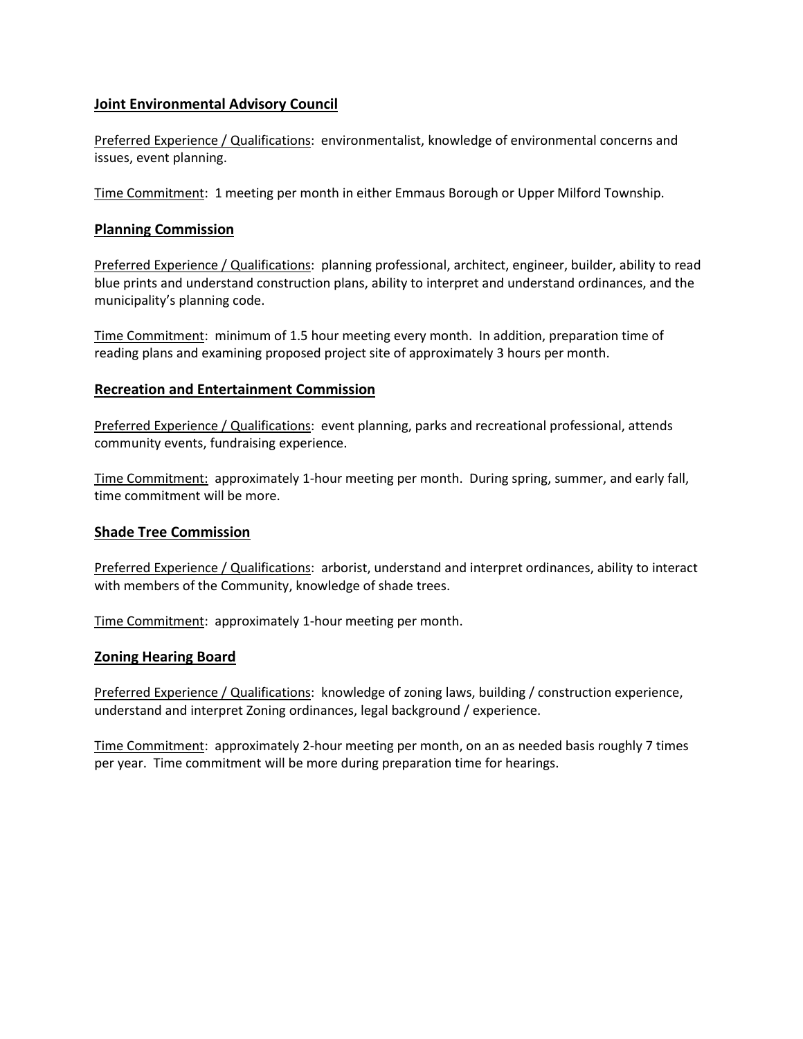## Joint Environmental Advisory Council

Preferred Experience / Qualifications: environmentalist, knowledge of environmental concerns and issues, event planning.

Time Commitment: 1 meeting per month in either Emmaus Borough or Upper Milford Township.

## Planning Commission

Preferred Experience / Qualifications: planning professional, architect, engineer, builder, ability to read blue prints and understand construction plans, ability to interpret and understand ordinances, and the municipality's planning code.

Time Commitment: minimum of 1.5 hour meeting every month. In addition, preparation time of reading plans and examining proposed project site of approximately 3 hours per month.

## Recreation and Entertainment Commission

Preferred Experience / Qualifications: event planning, parks and recreational professional, attends community events, fundraising experience.

Time Commitment: approximately 1-hour meeting per month. During spring, summer, and early fall, time commitment will be more.

## Shade Tree Commission

Preferred Experience / Qualifications: arborist, understand and interpret ordinances, ability to interact with members of the Community, knowledge of shade trees.

Time Commitment: approximately 1-hour meeting per month.

## Zoning Hearing Board

Preferred Experience / Qualifications: knowledge of zoning laws, building / construction experience, understand and interpret Zoning ordinances, legal background / experience.

Time Commitment: approximately 2-hour meeting per month, on an as needed basis roughly 7 times per year. Time commitment will be more during preparation time for hearings.